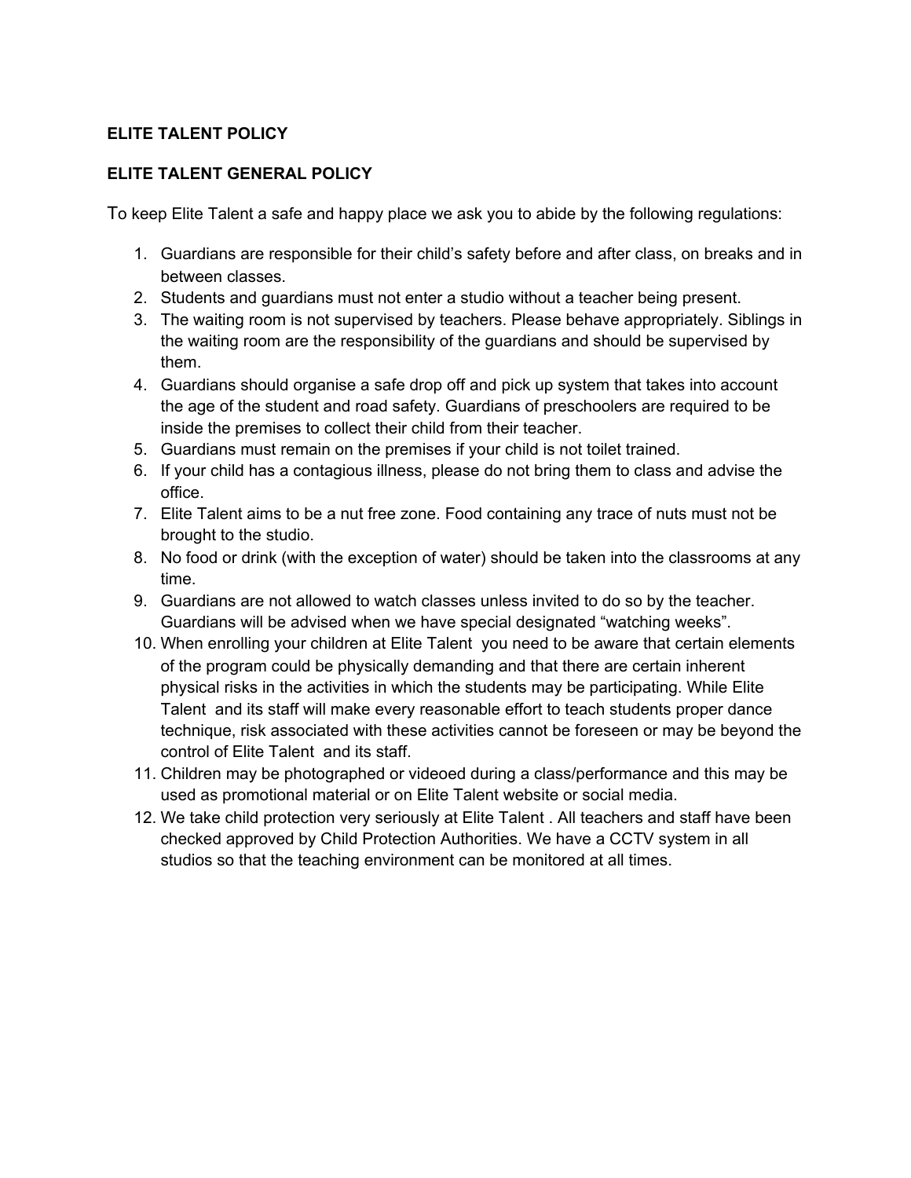**ELITE TALENT POLICY**

**ELITE TALENT GENERAL POLICY**

To keep Elite Talent a safe and happy place we ask you to abide by the following regulations:

1. Guardians are responsible for their child's safety before and after class, on breaks and in between classes.
2. Students and guardians must not enter a studio without a teacher being present.
3. The waiting room is not supervised by teachers. Please behave appropriately. Siblings in the waiting room are the responsibility of the guardians and should be supervised by them.
4. Guardians should organise a safe drop off and pick up system that takes into account the age of the student and road safety. Guardians of preschoolers are required to be inside the premises to collect their child from their teacher.
5. Guardians must remain on the premises if your child is not toilet trained.
6. If your child has a contagious illness, please do not bring them to class and advise the office.
7. Elite Talent aims to be a nut free zone. Food containing any trace of nuts must not be brought to the studio.
8. No food or drink (with the exception of water) should be taken into the classrooms at any time.
9. Guardians are not allowed to watch classes unless invited to do so by the teacher. Guardians will be advised when we have special designated "watching weeks".
10. When enrolling your children at Elite Talent you need to be aware that certain elements of the program could be physically demanding and that there are certain inherent physical risks in the activities in which the students may be participating. While Elite Talent and its staff will make every reasonable effort to teach students proper dance technique, risk associated with these activities cannot be foreseen or may be beyond the control of Elite Talent and its staff.
11. Children may be photographed or videoed during a class/performance and this may be used as promotional material or on Elite Talent website or social media.
12. We take child protection very seriously at Elite Talent . All teachers and staff have been checked approved by Child Protection Authorities. We have a CCTV system in all studios so that the teaching environment can be monitored at all times.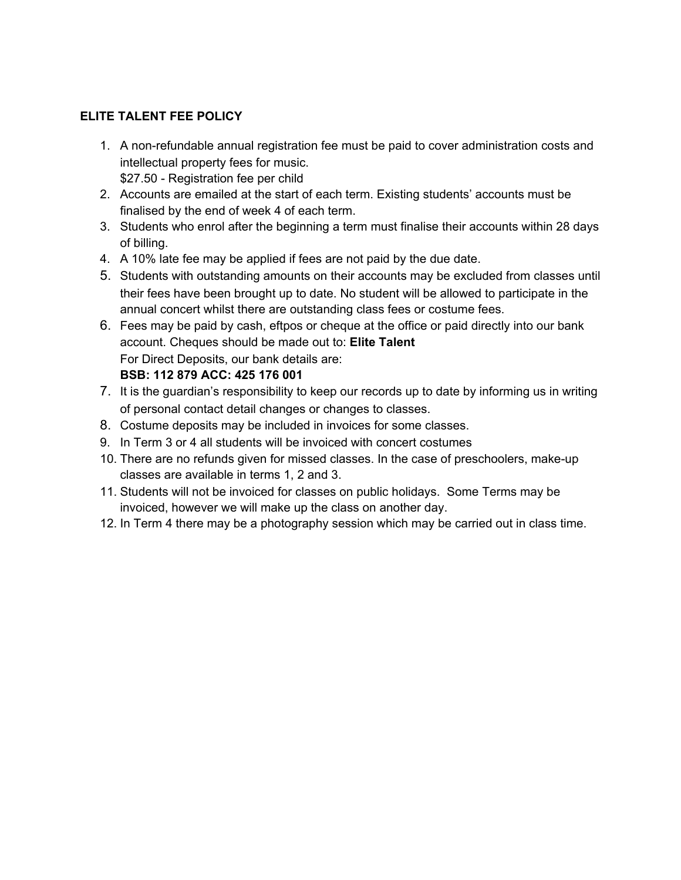**ELITE TALENT FEE POLICY**

1. A non-refundable annual registration fee must be paid to cover administration costs and intellectual property fees for music.
   $27.50 - Registration fee per child
2. Accounts are emailed at the start of each term. Existing students' accounts must be finalised by the end of week 4 of each term.
3. Students who enrol after the beginning a term must finalise their accounts within 28 days of billing.
4. A 10% late fee may be applied if fees are not paid by the due date.
5. Students with outstanding amounts on their accounts may be excluded from classes until their fees have been brought up to date. No student will be allowed to participate in the annual concert whilst there are outstanding class fees or costume fees.
6. Fees may be paid by cash, eftpos or cheque at the office or paid directly into our bank account. Cheques should be made out to: **Elite Talent**
   For Direct Deposits, our bank details are:
   **BSB: 112 879 ACC: 425 176 001**
7. It is the guardian's responsibility to keep our records up to date by informing us in writing of personal contact detail changes or changes to classes.
8. Costume deposits may be included in invoices for some classes.
9. In Term 3 or 4 all students will be invoiced with concert costumes
10. There are no refunds given for missed classes. In the case of preschoolers, make-up classes are available in terms 1, 2 and 3.
11. Students will not be invoiced for classes on public holidays. Some Terms may be invoiced, however we will make up the class on another day.
12. In Term 4 there may be a photography session which may be carried out in class time.